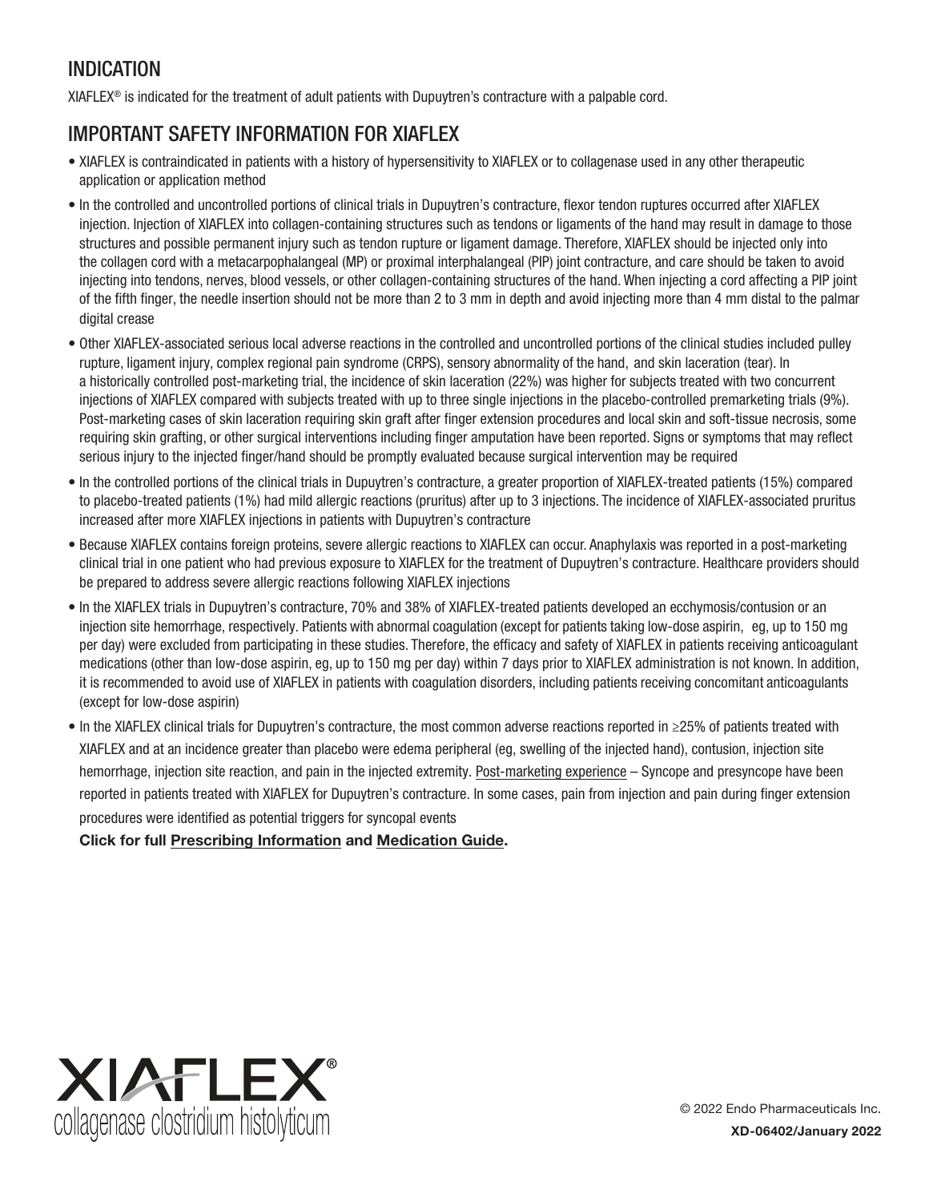## INDICATION

XIAFLEX® is indicated for the treatment of adult patients with Dupuytren's contracture with a palpable cord.

## IMPORTANT SAFETY INFORMATION FOR XIAFLEX

- XIAFLEX is contraindicated in patients with a history of hypersensitivity to XIAFLEX or to collagenase used in any other therapeutic application or application method
- In the controlled and uncontrolled portions of clinical trials in Dupuytren's contracture, flexor tendon ruptures occurred after XIAFLEX injection. Injection of XIAFLEX into collagen-containing structures such as tendons or ligaments of the hand may result in damage to those structures and possible permanent injury such as tendon rupture or ligament damage. Therefore, XIAFLEX should be injected only into the collagen cord with a metacarpophalangeal (MP) or proximal interphalangeal (PIP) joint contracture, and care should be taken to avoid injecting into tendons, nerves, blood vessels, or other collagen-containing structures of the hand. When injecting a cord affecting a PIP joint of the fifth finger, the needle insertion should not be more than 2 to 3 mm in depth and avoid injecting more than 4 mm distal to the palmar digital crease
- Other XIAFLEX-associated serious local adverse reactions in the controlled and uncontrolled portions of the clinical studies included pulley rupture, ligament injury, complex regional pain syndrome (CRPS), sensory abnormality of the hand, and skin laceration (tear). In a historically controlled post-marketing trial, the incidence of skin laceration (22%) was higher for subjects treated with two concurrent injections of XIAFLEX compared with subjects treated with up to three single injections in the placebo-controlled premarketing trials (9%). Post-marketing cases of skin laceration requiring skin graft after finger extension procedures and local skin and soft-tissue necrosis, some requiring skin grafting, or other surgical interventions including finger amputation have been reported. Signs or symptoms that may reflect serious injury to the injected finger/hand should be promptly evaluated because surgical intervention may be required
- In the controlled portions of the clinical trials in Dupuytren's contracture, a greater proportion of XIAFLEX-treated patients (15%) compared to placebo-treated patients (1%) had mild allergic reactions (pruritus) after up to 3 injections. The incidence of XIAFLEX-associated pruritus increased after more XIAFLEX injections in patients with Dupuytren's contracture
- Because XIAFLEX contains foreign proteins, severe allergic reactions to XIAFLEX can occur. Anaphylaxis was reported in a post-marketing clinical trial in one patient who had previous exposure to XIAFLEX for the treatment of Dupuytren's contracture. Healthcare providers should be prepared to address severe allergic reactions following XIAFLEX injections
- In the XIAFLEX trials in Dupuytren's contracture, 70% and 38% of XIAFLEX-treated patients developed an ecchymosis/contusion or an injection site hemorrhage, respectively. Patients with abnormal coagulation (except for patients taking low-dose aspirin, eg, up to 150 mg per day) were excluded from participating in these studies. Therefore, the efficacy and safety of XIAFLEX in patients receiving anticoagulant medications (other than low-dose aspirin, eg, up to 150 mg per day) within 7 days prior to XIAFLEX administration is not known. In addition, it is recommended to avoid use of XIAFLEX in patients with coagulation disorders, including patients receiving concomitant anticoagulants (except for low-dose aspirin)
- In the XIAFLEX clinical trials for Dupuytren's contracture, the most common adverse reactions reported in ≥25% of patients treated with XIAFLEX and at an incidence greater than placebo were edema peripheral (eg, swelling of the injected hand), contusion, injection site hemorrhage, injection site reaction, and pain in the injected extremity. Post-marketing experience – Syncope and presyncope have been reported in patients treated with XIAFLEX for Dupuytren's contracture. In some cases, pain from injection and pain during finger extension procedures were identified as potential triggers for syncopal events

**Click for full Prescribing Information and Medication Guide.**

XIAFLEX®
collagenase clostridium histolyticum

© 2022 Endo Pharmaceuticals Inc.
**XD-06402/January 2022**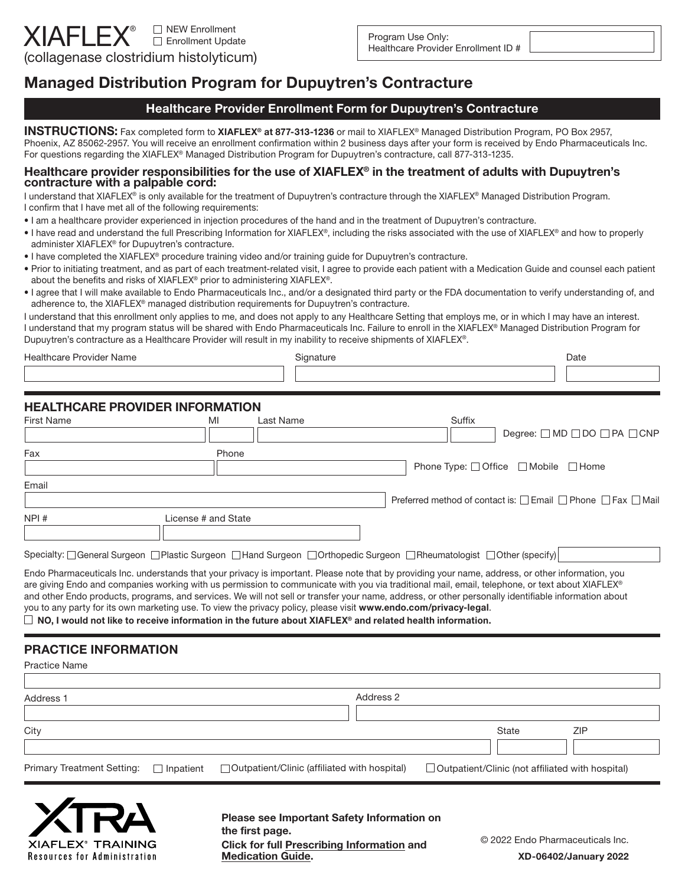# XIAFLEX®

(collagenase clostridium histolyticum)

☐ NEW Enrollment
☐ Enrollment Update

Program Use Only:
Healthcare Provider Enrollment ID #

## Managed Distribution Program for Dupuytren's Contracture

### Healthcare Provider Enrollment Form for Dupuytren's Contracture

**INSTRUCTIONS:** Fax completed form to **XIAFLEX® at 877-313-1236** or mail to XIAFLEX® Managed Distribution Program, PO Box 2957, Phoenix, AZ 85062-2957. You will receive an enrollment confirmation within 2 business days after your form is received by Endo Pharmaceuticals Inc. For questions regarding the XIAFLEX® Managed Distribution Program for Dupuytren's contracture, call 877-313-1235.

### Healthcare provider responsibilities for the use of XIAFLEX® in the treatment of adults with Dupuytren's contracture with a palpable cord:

I understand that XIAFLEX® is only available for the treatment of Dupuytren's contracture through the XIAFLEX® Managed Distribution Program.
I confirm that I have met all of the following requirements:

- I am a healthcare provider experienced in injection procedures of the hand and in the treatment of Dupuytren's contracture.
- I have read and understand the full Prescribing Information for XIAFLEX®, including the risks associated with the use of XIAFLEX® and how to properly administer XIAFLEX® for Dupuytren's contracture.
- I have completed the XIAFLEX® procedure training video and/or training guide for Dupuytren's contracture.
- Prior to initiating treatment, and as part of each treatment-related visit, I agree to provide each patient with a Medication Guide and counsel each patient about the benefits and risks of XIAFLEX® prior to administering XIAFLEX®.
- I agree that I will make available to Endo Pharmaceuticals Inc., and/or a designated third party or the FDA documentation to verify understanding of, and adherence to, the XIAFLEX® managed distribution requirements for Dupuytren's contracture.

I understand that this enrollment only applies to me, and does not apply to any Healthcare Setting that employs me, or in which I may have an interest. I understand that my program status will be shared with Endo Pharmaceuticals Inc. Failure to enroll in the XIAFLEX® Managed Distribution Program for Dupuytren's contracture as a Healthcare Provider will result in my inability to receive shipments of XIAFLEX®.

Healthcare Provider Name | Signature | Date

## HEALTHCARE PROVIDER INFORMATION

First Name | MI | Last Name | Suffix | Degree: ☐ MD ☐ DO ☐ PA ☐ CNP

Fax | Phone | Phone Type: ☐ Office ☐ Mobile ☐ Home

Email | Preferred method of contact is: ☐ Email ☐ Phone ☐ Fax ☐ Mail

NPI # | License # and State

Specialty: ☐ General Surgeon ☐ Plastic Surgeon ☐ Hand Surgeon ☐ Orthopedic Surgeon ☐ Rheumatologist ☐ Other (specify)

Endo Pharmaceuticals Inc. understands that your privacy is important. Please note that by providing your name, address, or other information, you are giving Endo and companies working with us permission to communicate with you via traditional mail, email, telephone, or text about XIAFLEX® and other Endo products, programs, and services. We will not sell or transfer your name, address, or other personally identifiable information about you to any party for its own marketing use. To view the privacy policy, please visit **www.endo.com/privacy-legal**.

☐ **NO, I would not like to receive information in the future about XIAFLEX® and related health information.**

## PRACTICE INFORMATION

Practice Name

Address 1 | Address 2

City | State | ZIP

Primary Treatment Setting: ☐ Inpatient ☐ Outpatient/Clinic (affiliated with hospital) ☐ Outpatient/Clinic (not affiliated with hospital)

XTRA
XIAFLEX® TRAINING
Resources for Administration

**Please see Important Safety Information on the first page.**
**Click for full Prescribing Information and Medication Guide.**

© 2022 Endo Pharmaceuticals Inc.
**XD-06402/January 2022**